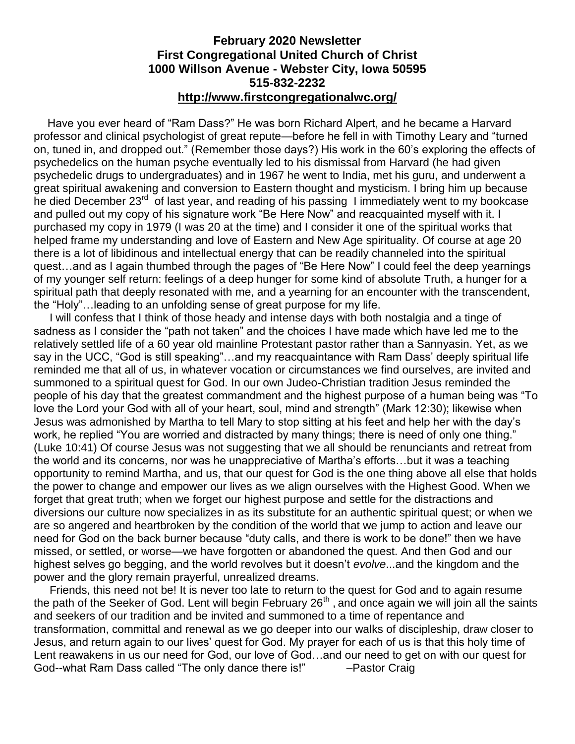**February 2020 Newsletter**
**First Congregational United Church of Christ**
**1000 Willson Avenue - Webster City, Iowa 50595**
**515-832-2232**
**http://www.firstcongregationalwc.org/**

Have you ever heard of "Ram Dass?" He was born Richard Alpert, and he became a Harvard professor and clinical psychologist of great repute—before he fell in with Timothy Leary and "turned on, tuned in, and dropped out." (Remember those days?) His work in the 60's exploring the effects of psychedelics on the human psyche eventually led to his dismissal from Harvard (he had given psychedelic drugs to undergraduates) and in 1967 he went to India, met his guru, and underwent a great spiritual awakening and conversion to Eastern thought and mysticism. I bring him up because he died December 23rd of last year, and reading of his passing I immediately went to my bookcase and pulled out my copy of his signature work "Be Here Now" and reacquainted myself with it. I purchased my copy in 1979 (I was 20 at the time) and I consider it one of the spiritual works that helped frame my understanding and love of Eastern and New Age spirituality. Of course at age 20 there is a lot of libidinous and intellectual energy that can be readily channeled into the spiritual quest…and as I again thumbed through the pages of "Be Here Now" I could feel the deep yearnings of my younger self return: feelings of a deep hunger for some kind of absolute Truth, a hunger for a spiritual path that deeply resonated with me, and a yearning for an encounter with the transcendent, the "Holy"…leading to an unfolding sense of great purpose for my life.

I will confess that I think of those heady and intense days with both nostalgia and a tinge of sadness as I consider the "path not taken" and the choices I have made which have led me to the relatively settled life of a 60 year old mainline Protestant pastor rather than a Sannyasin. Yet, as we say in the UCC, "God is still speaking"…and my reacquaintance with Ram Dass' deeply spiritual life reminded me that all of us, in whatever vocation or circumstances we find ourselves, are invited and summoned to a spiritual quest for God. In our own Judeo-Christian tradition Jesus reminded the people of his day that the greatest commandment and the highest purpose of a human being was "To love the Lord your God with all of your heart, soul, mind and strength" (Mark 12:30); likewise when Jesus was admonished by Martha to tell Mary to stop sitting at his feet and help her with the day's work, he replied "You are worried and distracted by many things; there is need of only one thing." (Luke 10:41) Of course Jesus was not suggesting that we all should be renunciants and retreat from the world and its concerns, nor was he unappreciative of Martha's efforts…but it was a teaching opportunity to remind Martha, and us, that our quest for God is the one thing above all else that holds the power to change and empower our lives as we align ourselves with the Highest Good. When we forget that great truth; when we forget our highest purpose and settle for the distractions and diversions our culture now specializes in as its substitute for an authentic spiritual quest; or when we are so angered and heartbroken by the condition of the world that we jump to action and leave our need for God on the back burner because "duty calls, and there is work to be done!" then we have missed, or settled, or worse—we have forgotten or abandoned the quest. And then God and our highest selves go begging, and the world revolves but it doesn't *evolve*...and the kingdom and the power and the glory remain prayerful, unrealized dreams.

Friends, this need not be! It is never too late to return to the quest for God and to again resume the path of the Seeker of God. Lent will begin February 26th , and once again we will join all the saints and seekers of our tradition and be invited and summoned to a time of repentance and transformation, committal and renewal as we go deeper into our walks of discipleship, draw closer to Jesus, and return again to our lives' quest for God. My prayer for each of us is that this holy time of Lent reawakens in us our need for God, our love of God…and our need to get on with our quest for God--what Ram Dass called "The only dance there is!" –Pastor Craig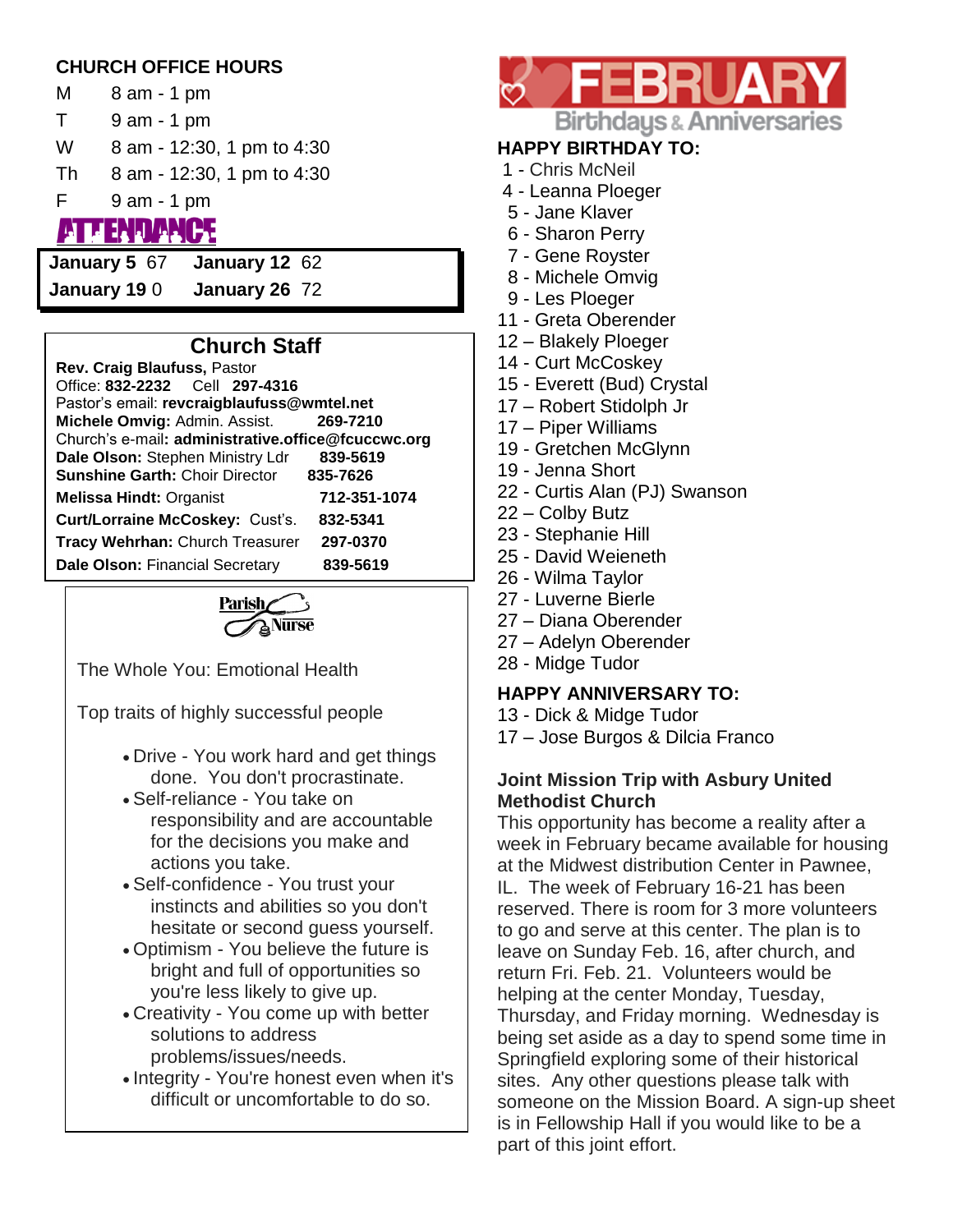## CHURCH OFFICE HOURS

| | |
|---|---|
| M | 8 am - 1 pm |
| T | 9 am - 1 pm |
| W | 8 am - 12:30, 1 pm to 4:30 |
| Th | 8 am - 12:30, 1 pm to 4:30 |
| F | 9 am - 1 pm |

## ATTENDANCE

| | | | |
|---|---|---|---|
| **January 5** | 67 | **January 12** | 62 |
| **January 19** | 0 | **January 26** | 72 |

## Church Staff

**Rev. Craig Blaufuss,** Pastor
Office: **832-2232** Cell **297-4316**
Pastor's email: **revcraigblaufuss@wmtel.net**
**Michele Omvig:** Admin. Assist. **269-7210**
Church's e-mail**: administrative.office@fcuccwc.org**
**Dale Olson:** Stephen Ministry Ldr **839-5619**
**Sunshine Garth:** Choir Director **835-7626**
**Melissa Hindt:** Organist **712-351-1074**
**Curt/Lorraine McCoskey:** Cust's. **832-5341**
**Tracy Wehrhan:** Church Treasurer **297-0370**
**Dale Olson:** Financial Secretary **839-5619**

## Parish Nurse

The Whole You: Emotional Health

Top traits of highly successful people

- Drive - You work hard and get things done. You don't procrastinate.
- Self-reliance - You take on responsibility and are accountable for the decisions you make and actions you take.
- Self-confidence - You trust your instincts and abilities so you don't hesitate or second guess yourself.
- Optimism - You believe the future is bright and full of opportunities so you're less likely to give up.
- Creativity - You come up with better solutions to address problems/issues/needs.
- Integrity - You're honest even when it's difficult or uncomfortable to do so.

## FEBRUARY Birthdays & Anniversaries

### HAPPY BIRTHDAY TO:

1 - Chris McNeil
4 - Leanna Ploeger
5 - Jane Klaver
6 - Sharon Perry
7 - Gene Royster
8 - Michele Omvig
9 - Les Ploeger
11 - Greta Oberender
12 – Blakely Ploeger
14 - Curt McCoskey
15 - Everett (Bud) Crystal
17 – Robert Stidolph Jr
17 – Piper Williams
19 - Gretchen McGlynn
19 - Jenna Short
22 - Curtis Alan (PJ) Swanson
22 – Colby Butz
23 - Stephanie Hill
25 - David Weieneth
26 - Wilma Taylor
27 - Luverne Bierle
27 – Diana Oberender
27 – Adelyn Oberender
28 - Midge Tudor

### HAPPY ANNIVERSARY TO:

13 - Dick & Midge Tudor
17 – Jose Burgos & Dilcia Franco

### Joint Mission Trip with Asbury United Methodist Church

This opportunity has become a reality after a week in February became available for housing at the Midwest distribution Center in Pawnee, IL. The week of February 16-21 has been reserved. There is room for 3 more volunteers to go and serve at this center. The plan is to leave on Sunday Feb. 16, after church, and return Fri. Feb. 21. Volunteers would be helping at the center Monday, Tuesday, Thursday, and Friday morning. Wednesday is being set aside as a day to spend some time in Springfield exploring some of their historical sites. Any other questions please talk with someone on the Mission Board. A sign-up sheet is in Fellowship Hall if you would like to be a part of this joint effort.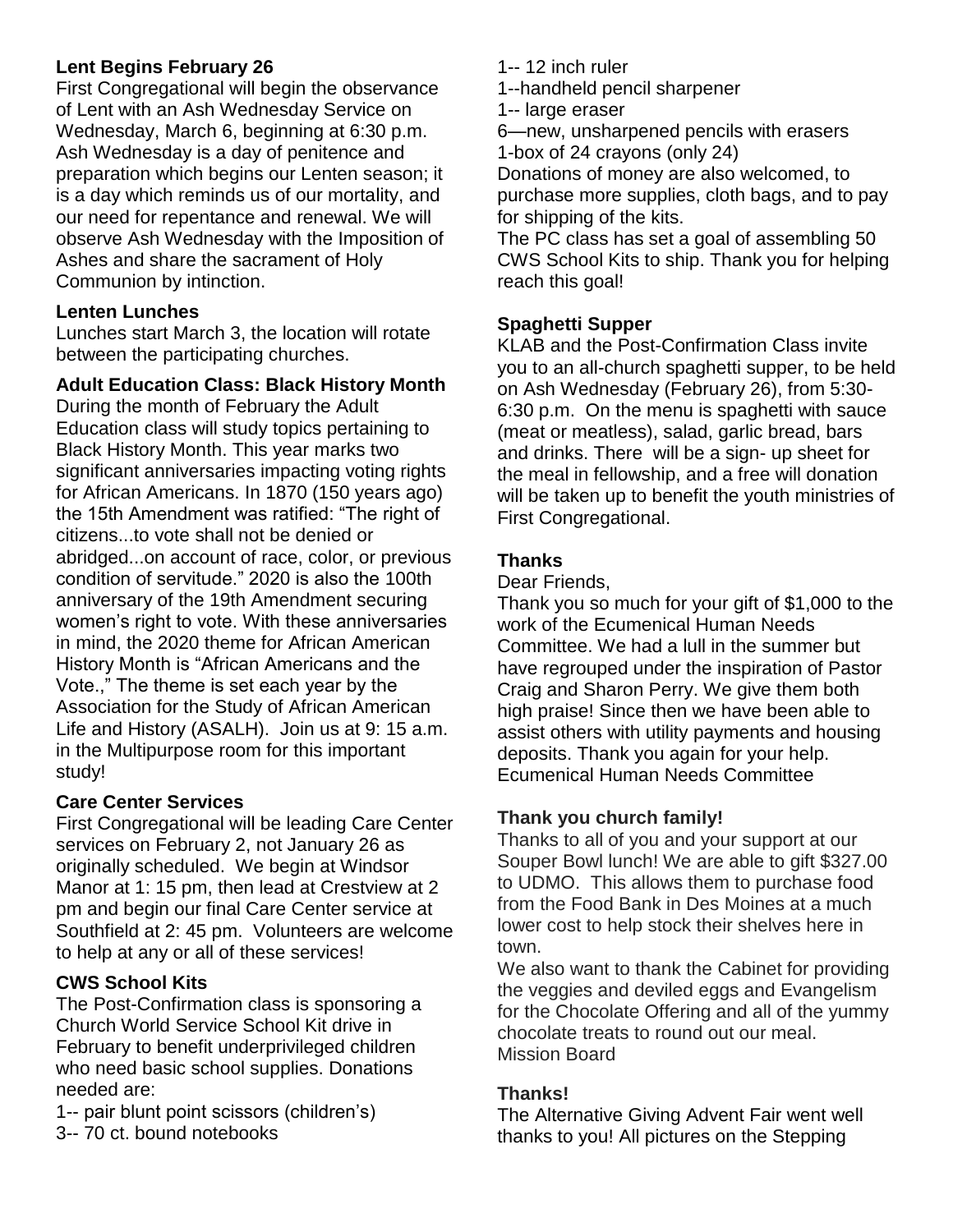### Lent Begins February 26

First Congregational will begin the observance of Lent with an Ash Wednesday Service on Wednesday, March 6, beginning at 6:30 p.m. Ash Wednesday is a day of penitence and preparation which begins our Lenten season; it is a day which reminds us of our mortality, and our need for repentance and renewal. We will observe Ash Wednesday with the Imposition of Ashes and share the sacrament of Holy Communion by intinction.

### Lenten Lunches

Lunches start March 3, the location will rotate between the participating churches.

### Adult Education Class: Black History Month

During the month of February the Adult Education class will study topics pertaining to Black History Month. This year marks two significant anniversaries impacting voting rights for African Americans. In 1870 (150 years ago) the 15th Amendment was ratified: "The right of citizens...to vote shall not be denied or abridged...on account of race, color, or previous condition of servitude." 2020 is also the 100th anniversary of the 19th Amendment securing women's right to vote. With these anniversaries in mind, the 2020 theme for African American History Month is "African Americans and the Vote.," The theme is set each year by the Association for the Study of African American Life and History (ASALH). Join us at 9: 15 a.m. in the Multipurpose room for this important study!

### Care Center Services

First Congregational will be leading Care Center services on February 2, not January 26 as originally scheduled. We begin at Windsor Manor at 1: 15 pm, then lead at Crestview at 2 pm and begin our final Care Center service at Southfield at 2: 45 pm. Volunteers are welcome to help at any or all of these services!

### CWS School Kits

The Post-Confirmation class is sponsoring a Church World Service School Kit drive in February to benefit underprivileged children who need basic school supplies. Donations needed are:

1-- pair blunt point scissors (children's)
3-- 70 ct. bound notebooks
1-- 12 inch ruler
1--handheld pencil sharpener
1-- large eraser
6—new, unsharpened pencils with erasers
1-box of 24 crayons (only 24)

Donations of money are also welcomed, to purchase more supplies, cloth bags, and to pay for shipping of the kits.

The PC class has set a goal of assembling 50 CWS School Kits to ship. Thank you for helping reach this goal!

### Spaghetti Supper

KLAB and the Post-Confirmation Class invite you to an all-church spaghetti supper, to be held on Ash Wednesday (February 26), from 5:30-6:30 p.m. On the menu is spaghetti with sauce (meat or meatless), salad, garlic bread, bars and drinks. There will be a sign- up sheet for the meal in fellowship, and a free will donation will be taken up to benefit the youth ministries of First Congregational.

### Thanks

Dear Friends,

Thank you so much for your gift of $1,000 to the work of the Ecumenical Human Needs Committee. We had a lull in the summer but have regrouped under the inspiration of Pastor Craig and Sharon Perry. We give them both high praise! Since then we have been able to assist others with utility payments and housing deposits. Thank you again for your help.
Ecumenical Human Needs Committee

### Thank you church family!

Thanks to all of you and your support at our Souper Bowl lunch! We are able to gift $327.00 to UDMO. This allows them to purchase food from the Food Bank in Des Moines at a much lower cost to help stock their shelves here in town.

We also want to thank the Cabinet for providing the veggies and deviled eggs and Evangelism for the Chocolate Offering and all of the yummy chocolate treats to round out our meal.
Mission Board

### Thanks!

The Alternative Giving Advent Fair went well thanks to you! All pictures on the Stepping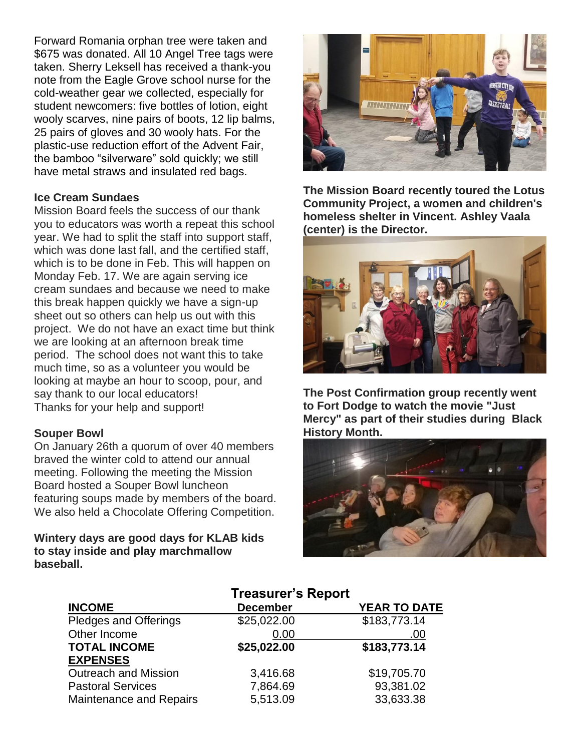Forward Romania orphan tree were taken and $675 was donated. All 10 Angel Tree tags were taken. Sherry Leksell has received a thank-you note from the Eagle Grove school nurse for the cold-weather gear we collected, especially for student newcomers: five bottles of lotion, eight wooly scarves, nine pairs of boots, 12 lip balms, 25 pairs of gloves and 30 wooly hats. For the plastic-use reduction effort of the Advent Fair, the bamboo "silverware" sold quickly; we still have metal straws and insulated red bags.

**Ice Cream Sundaes**

Mission Board feels the success of our thank you to educators was worth a repeat this school year. We had to split the staff into support staff, which was done last fall, and the certified staff, which is to be done in Feb. This will happen on Monday Feb. 17. We are again serving ice cream sundaes and because we need to make this break happen quickly we have a sign-up sheet out so others can help us out with this project. We do not have an exact time but think we are looking at an afternoon break time period. The school does not want this to take much time, so as a volunteer you would be looking at maybe an hour to scoop, pour, and say thank to our local educators!
Thanks for your help and support!

**Souper Bowl**

On January 26th a quorum of over 40 members braved the winter cold to attend our annual meeting. Following the meeting the Mission Board hosted a Souper Bowl luncheon featuring soups made by members of the board. We also held a Chocolate Offering Competition.

**Wintery days are good days for KLAB kids to stay inside and play marchmallow baseball.**

**The Mission Board recently toured the Lotus Community Project, a women and children's homeless shelter in Vincent. Ashley Vaala (center) is the Director.**

**The Post Confirmation group recently went to Fort Dodge to watch the movie "Just Mercy" as part of their studies during Black History Month.**

## Treasurer's Report

| **INCOME** | **December** | **YEAR TO DATE** |
|---|---|---|
| Pledges and Offerings | $25,022.00 | $183,773.14 |
| Other Income | 0.00 | .00 |
| **TOTAL INCOME** | **$25,022.00** | **$183,773.14** |
| **EXPENSES** | | |
| Outreach and Mission | 3,416.68 | $19,705.70 |
| Pastoral Services | 7,864.69 | 93,381.02 |
| Maintenance and Repairs | 5,513.09 | 33,633.38 |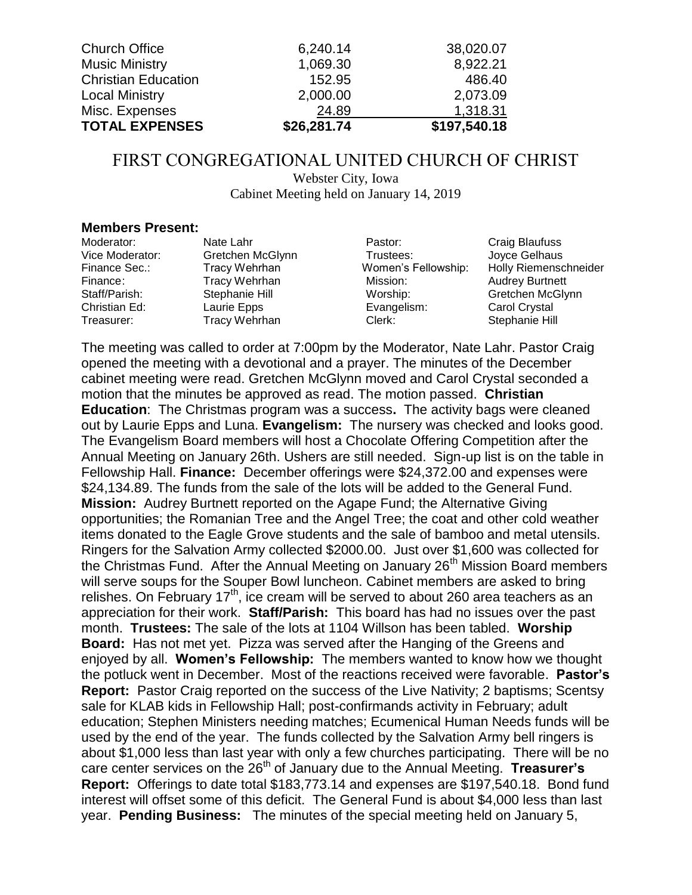| | | |
|---|---|---|
| Church Office | 6,240.14 | 38,020.07 |
| Music Ministry | 1,069.30 | 8,922.21 |
| Christian Education | 152.95 | 486.40 |
| Local Ministry | 2,000.00 | 2,073.09 |
| Misc. Expenses | 24.89 | 1,318.31 |
| **TOTAL EXPENSES** | **$26,281.74** | **$197,540.18** |

# FIRST CONGREGATIONAL UNITED CHURCH OF CHRIST

Webster City, Iowa
Cabinet Meeting held on January 14, 2019

**Members Present:**

| | | | |
|---|---|---|---|
| Moderator: | Nate Lahr | Pastor: | Craig Blaufuss |
| Vice Moderator: | Gretchen McGlynn | Trustees: | Joyce Gelhaus |
| Finance Sec.: | Tracy Wehrhan | Women's Fellowship: | Holly Riemenschneider |
| Finance: | Tracy Wehrhan | Mission: | Audrey Burtnett |
| Staff/Parish: | Stephanie Hill | Worship: | Gretchen McGlynn |
| Christian Ed: | Laurie Epps | Evangelism: | Carol Crystal |
| Treasurer: | Tracy Wehrhan | Clerk: | Stephanie Hill |

The meeting was called to order at 7:00pm by the Moderator, Nate Lahr. Pastor Craig opened the meeting with a devotional and a prayer. The minutes of the December cabinet meeting were read. Gretchen McGlynn moved and Carol Crystal seconded a motion that the minutes be approved as read. The motion passed. **Christian Education**: The Christmas program was a success**.** The activity bags were cleaned out by Laurie Epps and Luna. **Evangelism:** The nursery was checked and looks good. The Evangelism Board members will host a Chocolate Offering Competition after the Annual Meeting on January 26th. Ushers are still needed. Sign-up list is on the table in Fellowship Hall. **Finance:** December offerings were $24,372.00 and expenses were $24,134.89. The funds from the sale of the lots will be added to the General Fund. **Mission:** Audrey Burtnett reported on the Agape Fund; the Alternative Giving opportunities; the Romanian Tree and the Angel Tree; the coat and other cold weather items donated to the Eagle Grove students and the sale of bamboo and metal utensils. Ringers for the Salvation Army collected $2000.00. Just over $1,600 was collected for the Christmas Fund. After the Annual Meeting on January 26th Mission Board members will serve soups for the Souper Bowl luncheon. Cabinet members are asked to bring relishes. On February 17th, ice cream will be served to about 260 area teachers as an appreciation for their work. **Staff/Parish:** This board has had no issues over the past month. **Trustees:** The sale of the lots at 1104 Willson has been tabled. **Worship Board:** Has not met yet. Pizza was served after the Hanging of the Greens and enjoyed by all. **Women's Fellowship:** The members wanted to know how we thought the potluck went in December. Most of the reactions received were favorable. **Pastor's Report:** Pastor Craig reported on the success of the Live Nativity; 2 baptisms; Scentsy sale for KLAB kids in Fellowship Hall; post-confirmands activity in February; adult education; Stephen Ministers needing matches; Ecumenical Human Needs funds will be used by the end of the year. The funds collected by the Salvation Army bell ringers is about $1,000 less than last year with only a few churches participating. There will be no care center services on the 26th of January due to the Annual Meeting. **Treasurer's Report:** Offerings to date total $183,773.14 and expenses are $197,540.18. Bond fund interest will offset some of this deficit. The General Fund is about $4,000 less than last year. **Pending Business:** The minutes of the special meeting held on January 5,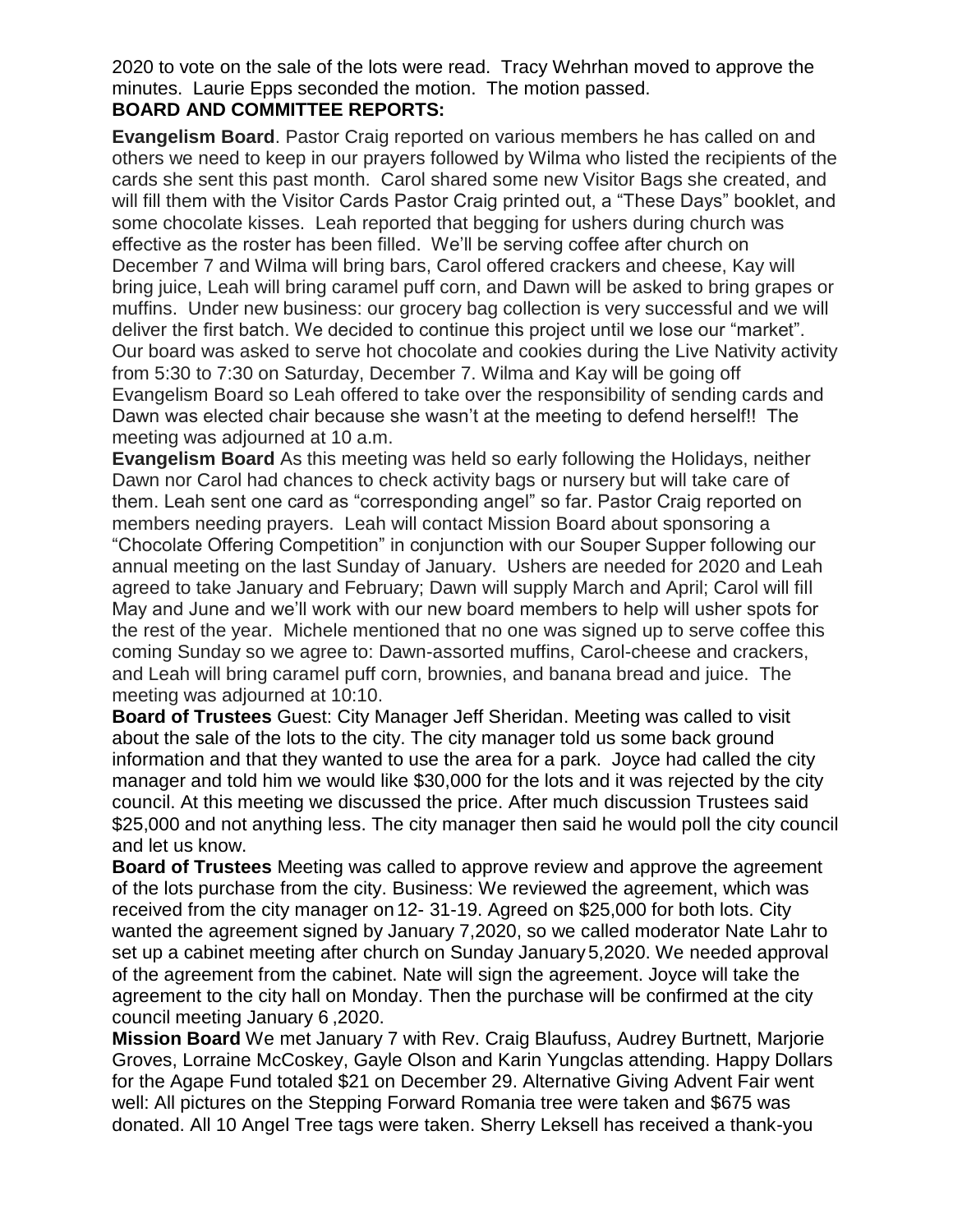2020 to vote on the sale of the lots were read. Tracy Wehrhan moved to approve the minutes. Laurie Epps seconded the motion. The motion passed.

**BOARD AND COMMITTEE REPORTS:**

**Evangelism Board**. Pastor Craig reported on various members he has called on and others we need to keep in our prayers followed by Wilma who listed the recipients of the cards she sent this past month. Carol shared some new Visitor Bags she created, and will fill them with the Visitor Cards Pastor Craig printed out, a "These Days" booklet, and some chocolate kisses. Leah reported that begging for ushers during church was effective as the roster has been filled. We'll be serving coffee after church on December 7 and Wilma will bring bars, Carol offered crackers and cheese, Kay will bring juice, Leah will bring caramel puff corn, and Dawn will be asked to bring grapes or muffins. Under new business: our grocery bag collection is very successful and we will deliver the first batch. We decided to continue this project until we lose our "market". Our board was asked to serve hot chocolate and cookies during the Live Nativity activity from 5:30 to 7:30 on Saturday, December 7. Wilma and Kay will be going off Evangelism Board so Leah offered to take over the responsibility of sending cards and Dawn was elected chair because she wasn't at the meeting to defend herself!! The meeting was adjourned at 10 a.m.

**Evangelism Board** As this meeting was held so early following the Holidays, neither Dawn nor Carol had chances to check activity bags or nursery but will take care of them. Leah sent one card as "corresponding angel" so far. Pastor Craig reported on members needing prayers. Leah will contact Mission Board about sponsoring a "Chocolate Offering Competition" in conjunction with our Souper Supper following our annual meeting on the last Sunday of January. Ushers are needed for 2020 and Leah agreed to take January and February; Dawn will supply March and April; Carol will fill May and June and we'll work with our new board members to help will usher spots for the rest of the year. Michele mentioned that no one was signed up to serve coffee this coming Sunday so we agree to: Dawn-assorted muffins, Carol-cheese and crackers, and Leah will bring caramel puff corn, brownies, and banana bread and juice. The meeting was adjourned at 10:10.

**Board of Trustees** Guest: City Manager Jeff Sheridan. Meeting was called to visit about the sale of the lots to the city. The city manager told us some back ground information and that they wanted to use the area for a park. Joyce had called the city manager and told him we would like $30,000 for the lots and it was rejected by the city council. At this meeting we discussed the price. After much discussion Trustees said $25,000 and not anything less. The city manager then said he would poll the city council and let us know.

**Board of Trustees** Meeting was called to approve review and approve the agreement of the lots purchase from the city. Business: We reviewed the agreement, which was received from the city manager on 12- 31-19. Agreed on $25,000 for both lots. City wanted the agreement signed by January 7,2020, so we called moderator Nate Lahr to set up a cabinet meeting after church on Sunday January 5,2020. We needed approval of the agreement from the cabinet. Nate will sign the agreement. Joyce will take the agreement to the city hall on Monday. Then the purchase will be confirmed at the city council meeting January 6 ,2020.

**Mission Board** We met January 7 with Rev. Craig Blaufuss, Audrey Burtnett, Marjorie Groves, Lorraine McCoskey, Gayle Olson and Karin Yungclas attending. Happy Dollars for the Agape Fund totaled $21 on December 29. Alternative Giving Advent Fair went well: All pictures on the Stepping Forward Romania tree were taken and $675 was donated. All 10 Angel Tree tags were taken. Sherry Leksell has received a thank-you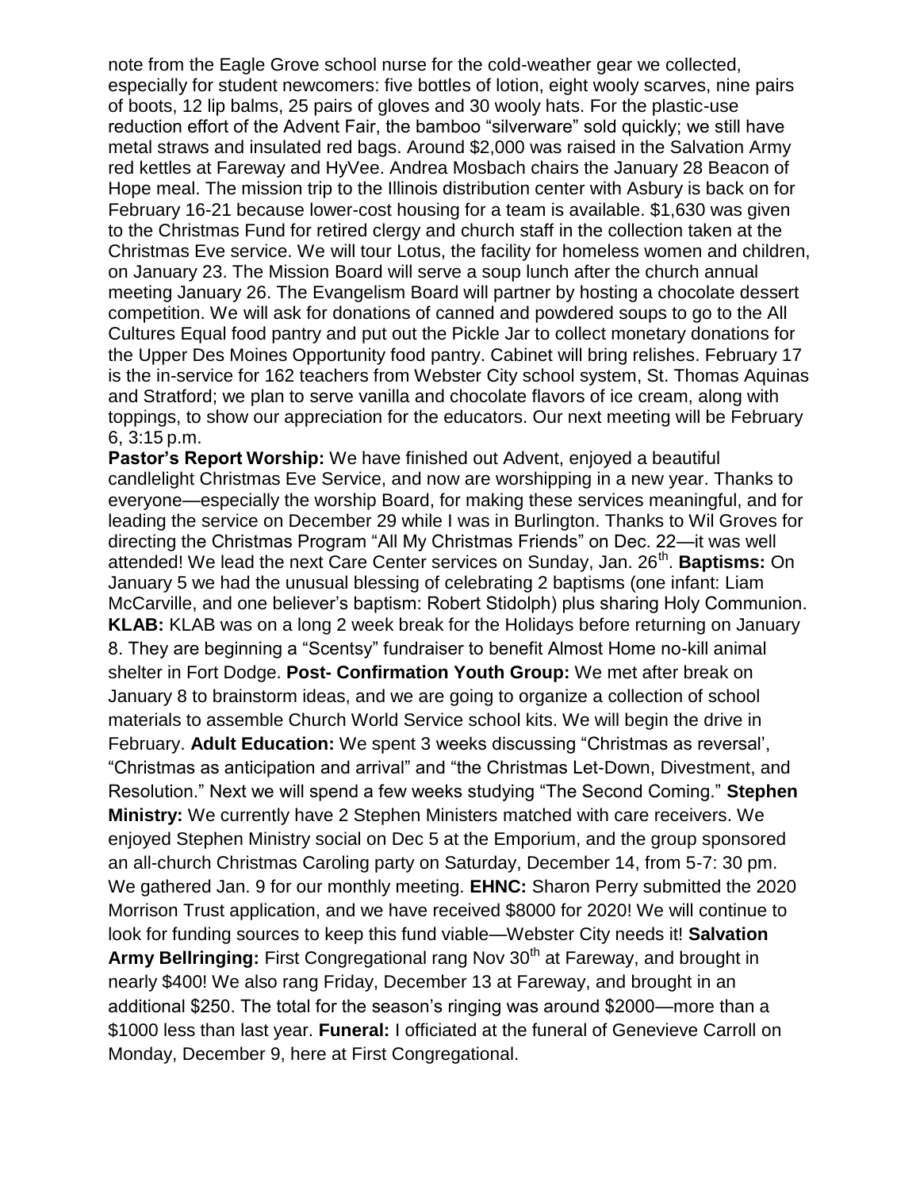note from the Eagle Grove school nurse for the cold-weather gear we collected, especially for student newcomers: five bottles of lotion, eight wooly scarves, nine pairs of boots, 12 lip balms, 25 pairs of gloves and 30 wooly hats. For the plastic-use reduction effort of the Advent Fair, the bamboo "silverware" sold quickly; we still have metal straws and insulated red bags. Around $2,000 was raised in the Salvation Army red kettles at Fareway and HyVee. Andrea Mosbach chairs the January 28 Beacon of Hope meal. The mission trip to the Illinois distribution center with Asbury is back on for February 16-21 because lower-cost housing for a team is available. $1,630 was given to the Christmas Fund for retired clergy and church staff in the collection taken at the Christmas Eve service. We will tour Lotus, the facility for homeless women and children, on January 23. The Mission Board will serve a soup lunch after the church annual meeting January 26. The Evangelism Board will partner by hosting a chocolate dessert competition. We will ask for donations of canned and powdered soups to go to the All Cultures Equal food pantry and put out the Pickle Jar to collect monetary donations for the Upper Des Moines Opportunity food pantry. Cabinet will bring relishes. February 17 is the in-service for 162 teachers from Webster City school system, St. Thomas Aquinas and Stratford; we plan to serve vanilla and chocolate flavors of ice cream, along with toppings, to show our appreciation for the educators. Our next meeting will be February 6, 3:15 p.m.

**Pastor's Report Worship:** We have finished out Advent, enjoyed a beautiful candlelight Christmas Eve Service, and now are worshipping in a new year. Thanks to everyone—especially the worship Board, for making these services meaningful, and for leading the service on December 29 while I was in Burlington. Thanks to Wil Groves for directing the Christmas Program "All My Christmas Friends" on Dec. 22—it was well attended! We lead the next Care Center services on Sunday, Jan. 26th. **Baptisms:** On January 5 we had the unusual blessing of celebrating 2 baptisms (one infant: Liam McCarville, and one believer's baptism: Robert Stidolph) plus sharing Holy Communion. **KLAB:** KLAB was on a long 2 week break for the Holidays before returning on January 8. They are beginning a "Scentsy" fundraiser to benefit Almost Home no-kill animal shelter in Fort Dodge. **Post- Confirmation Youth Group:** We met after break on January 8 to brainstorm ideas, and we are going to organize a collection of school materials to assemble Church World Service school kits. We will begin the drive in February. **Adult Education:** We spent 3 weeks discussing "Christmas as reversal', "Christmas as anticipation and arrival" and "the Christmas Let-Down, Divestment, and Resolution." Next we will spend a few weeks studying "The Second Coming." **Stephen Ministry:** We currently have 2 Stephen Ministers matched with care receivers. We enjoyed Stephen Ministry social on Dec 5 at the Emporium, and the group sponsored an all-church Christmas Caroling party on Saturday, December 14, from 5-7: 30 pm. We gathered Jan. 9 for our monthly meeting. **EHNC:** Sharon Perry submitted the 2020 Morrison Trust application, and we have received $8000 for 2020! We will continue to look for funding sources to keep this fund viable—Webster City needs it! **Salvation Army Bellringing:** First Congregational rang Nov 30th at Fareway, and brought in nearly $400! We also rang Friday, December 13 at Fareway, and brought in an additional $250. The total for the season's ringing was around $2000—more than a $1000 less than last year. **Funeral:** I officiated at the funeral of Genevieve Carroll on Monday, December 9, here at First Congregational.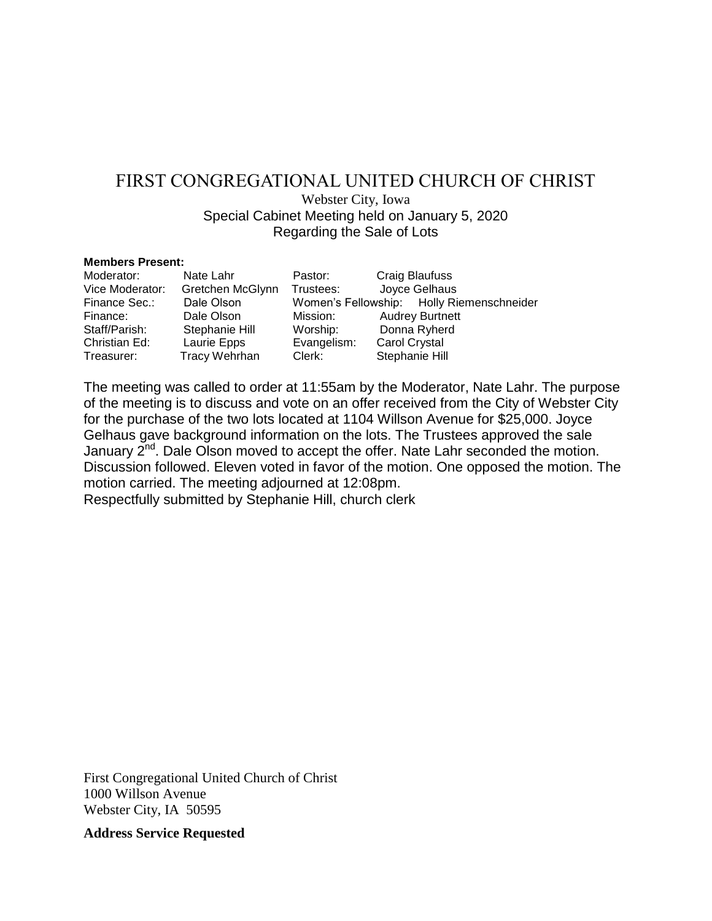# FIRST CONGREGATIONAL UNITED CHURCH OF CHRIST

Webster City, Iowa
Special Cabinet Meeting held on January 5, 2020
Regarding the Sale of Lots

**Members Present:**

| | | | |
|---|---|---|---|
| Moderator: | Nate Lahr | Pastor: | Craig Blaufuss |
| Vice Moderator: | Gretchen McGlynn | Trustees: | Joyce Gelhaus |
| Finance Sec.: | Dale Olson | Women's Fellowship: | Holly Riemenschneider |
| Finance: | Dale Olson | Mission: | Audrey Burtnett |
| Staff/Parish: | Stephanie Hill | Worship: | Donna Ryherd |
| Christian Ed: | Laurie Epps | Evangelism: | Carol Crystal |
| Treasurer: | Tracy Wehrhan | Clerk: | Stephanie Hill |

The meeting was called to order at 11:55am by the Moderator, Nate Lahr. The purpose of the meeting is to discuss and vote on an offer received from the City of Webster City for the purchase of the two lots located at 1104 Willson Avenue for $25,000. Joyce Gelhaus gave background information on the lots. The Trustees approved the sale January 2nd. Dale Olson moved to accept the offer. Nate Lahr seconded the motion. Discussion followed. Eleven voted in favor of the motion. One opposed the motion. The motion carried. The meeting adjourned at 12:08pm.

Respectfully submitted by Stephanie Hill, church clerk

First Congregational United Church of Christ
1000 Willson Avenue
Webster City, IA 50595

**Address Service Requested**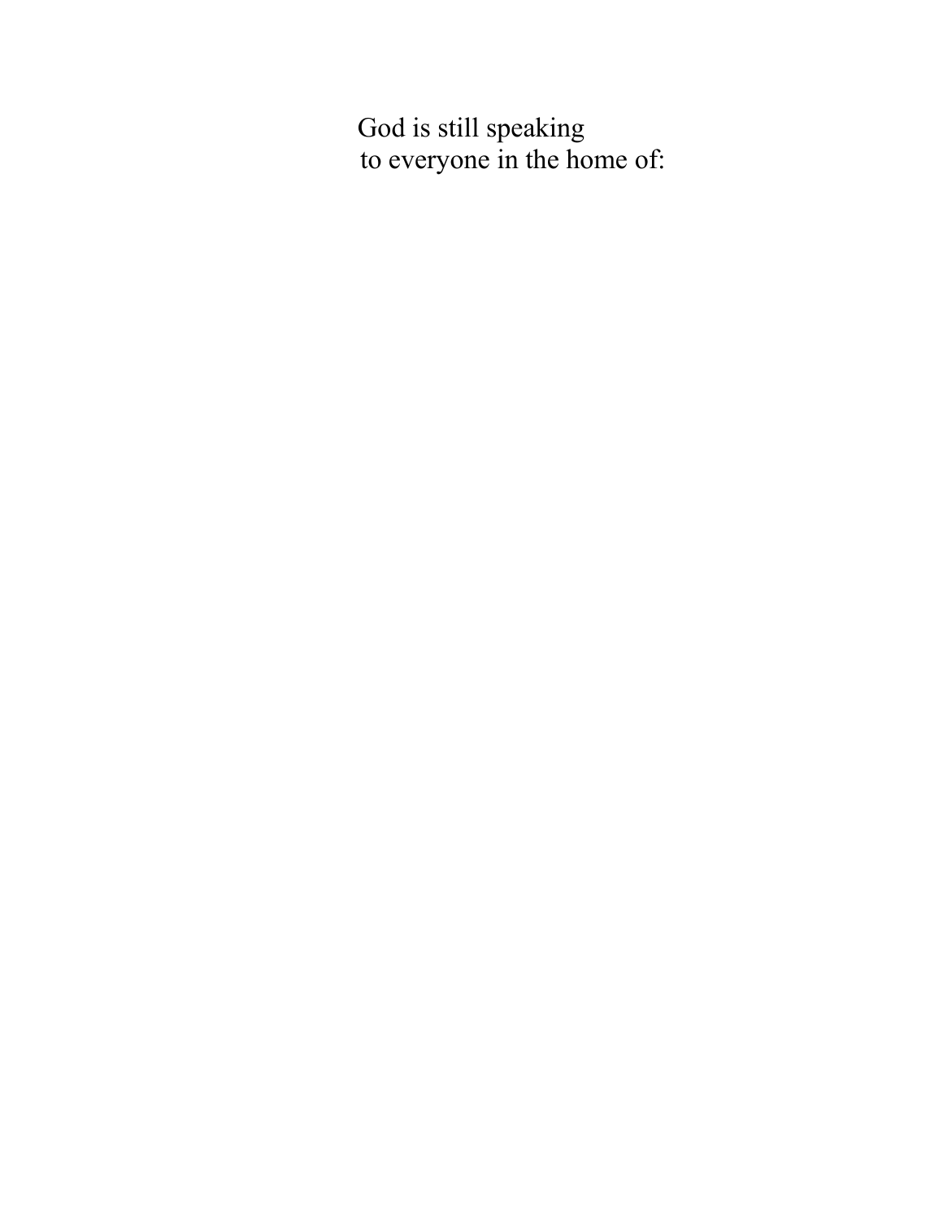God is still speaking
to everyone in the home of: